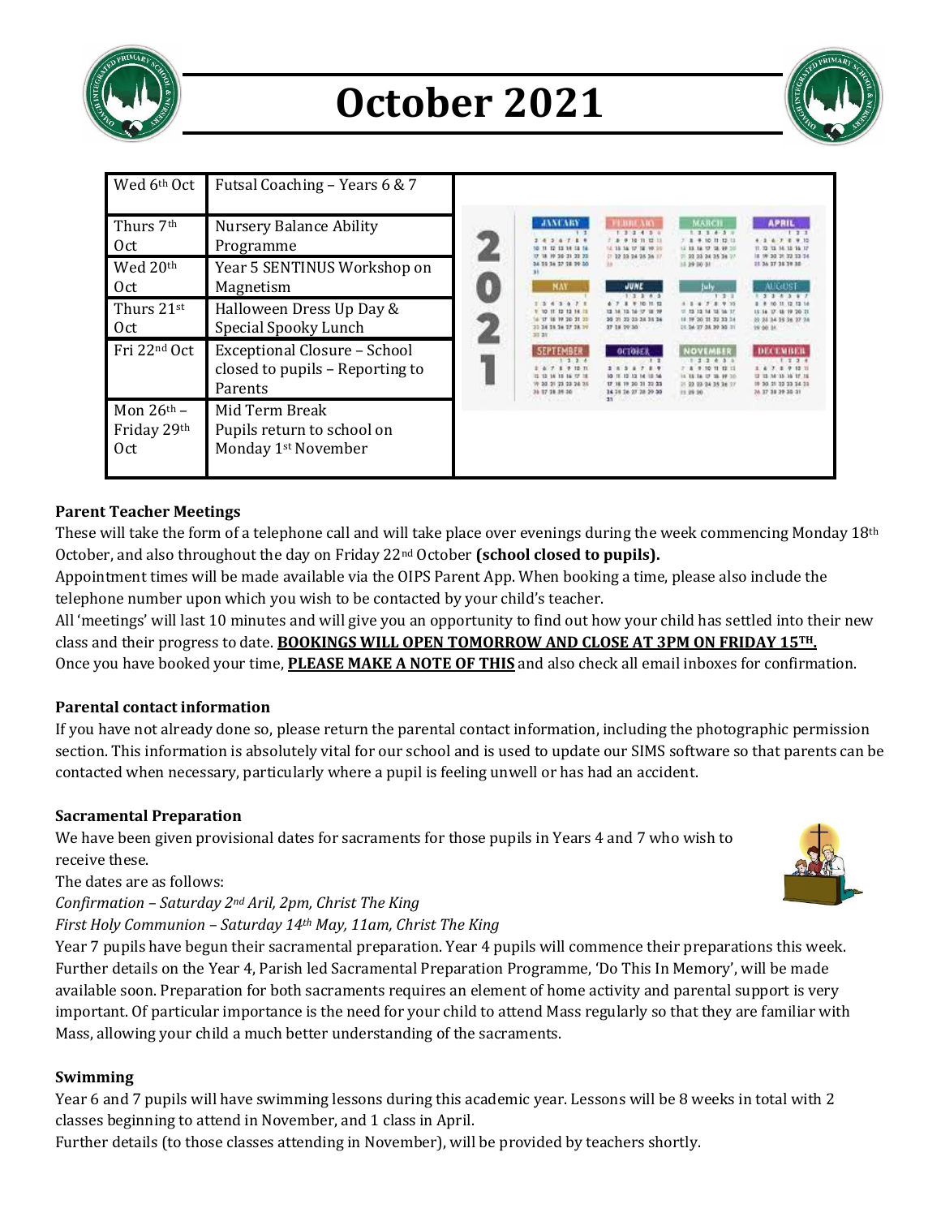# October 2021

| Date | Event |
| --- | --- |
| Wed 6th Oct | Futsal Coaching – Years 6 & 7 |
| Thurs 7th Oct | Nursery Balance Ability Programme |
| Wed 20th Oct | Year 5 SENTINUS Workshop on Magnetism |
| Thurs 21st Oct | Halloween Dress Up Day & Special Spooky Lunch |
| Fri 22nd Oct | Exceptional Closure – School closed to pupils – Reporting to Parents |
| Mon 26th – Friday 29th Oct | Mid Term Break Pupils return to school on Monday 1st November |

**Parent Teacher Meetings**

These will take the form of a telephone call and will take place over evenings during the week commencing Monday 18th October, and also throughout the day on Friday 22nd October **(school closed to pupils).**

Appointment times will be made available via the OIPS Parent App. When booking a time, please also include the telephone number upon which you wish to be contacted by your child's teacher.

All 'meetings' will last 10 minutes and will give you an opportunity to find out how your child has settled into their new class and their progress to date. **BOOKINGS WILL OPEN TOMORROW AND CLOSE AT 3PM ON FRIDAY 15TH.**

Once you have booked your time, **PLEASE MAKE A NOTE OF THIS** and also check all email inboxes for confirmation.

**Parental contact information**

If you have not already done so, please return the parental contact information, including the photographic permission section. This information is absolutely vital for our school and is used to update our SIMS software so that parents can be contacted when necessary, particularly where a pupil is feeling unwell or has had an accident.

**Sacramental Preparation**

We have been given provisional dates for sacraments for those pupils in Years 4 and 7 who wish to receive these.

The dates are as follows:

*Confirmation – Saturday 2nd Aril, 2pm, Christ The King*

*First Holy Communion – Saturday 14th May, 11am, Christ The King*

Year 7 pupils have begun their sacramental preparation. Year 4 pupils will commence their preparations this week. Further details on the Year 4, Parish led Sacramental Preparation Programme, 'Do This In Memory', will be made available soon. Preparation for both sacraments requires an element of home activity and parental support is very important. Of particular importance is the need for your child to attend Mass regularly so that they are familiar with Mass, allowing your child a much better understanding of the sacraments.

**Swimming**

Year 6 and 7 pupils will have swimming lessons during this academic year. Lessons will be 8 weeks in total with 2 classes beginning to attend in November, and 1 class in April.

Further details (to those classes attending in November), will be provided by teachers shortly.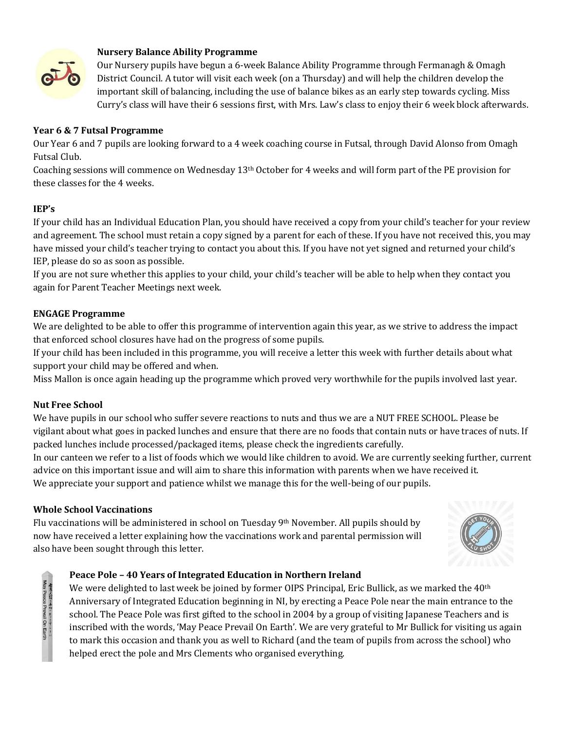**Nursery Balance Ability Programme**

Our Nursery pupils have begun a 6-week Balance Ability Programme through Fermanagh & Omagh District Council. A tutor will visit each week (on a Thursday) and will help the children develop the important skill of balancing, including the use of balance bikes as an early step towards cycling. Miss Curry's class will have their 6 sessions first, with Mrs. Law's class to enjoy their 6 week block afterwards.

**Year 6 & 7 Futsal Programme**

Our Year 6 and 7 pupils are looking forward to a 4 week coaching course in Futsal, through David Alonso from Omagh Futsal Club.

Coaching sessions will commence on Wednesday 13th October for 4 weeks and will form part of the PE provision for these classes for the 4 weeks.

**IEP's**

If your child has an Individual Education Plan, you should have received a copy from your child's teacher for your review and agreement. The school must retain a copy signed by a parent for each of these. If you have not received this, you may have missed your child's teacher trying to contact you about this. If you have not yet signed and returned your child's IEP, please do so as soon as possible.

If you are not sure whether this applies to your child, your child's teacher will be able to help when they contact you again for Parent Teacher Meetings next week.

**ENGAGE Programme**

We are delighted to be able to offer this programme of intervention again this year, as we strive to address the impact that enforced school closures have had on the progress of some pupils.

If your child has been included in this programme, you will receive a letter this week with further details about what support your child may be offered and when.

Miss Mallon is once again heading up the programme which proved very worthwhile for the pupils involved last year.

**Nut Free School**

We have pupils in our school who suffer severe reactions to nuts and thus we are a NUT FREE SCHOOL. Please be vigilant about what goes in packed lunches and ensure that there are no foods that contain nuts or have traces of nuts. If packed lunches include processed/packaged items, please check the ingredients carefully.

In our canteen we refer to a list of foods which we would like children to avoid. We are currently seeking further, current advice on this important issue and will aim to share this information with parents when we have received it.

We appreciate your support and patience whilst we manage this for the well-being of our pupils.

**Whole School Vaccinations**

Flu vaccinations will be administered in school on Tuesday 9th November. All pupils should by now have received a letter explaining how the vaccinations work and parental permission will also have been sought through this letter.

**Peace Pole – 40 Years of Integrated Education in Northern Ireland**

We were delighted to last week be joined by former OIPS Principal, Eric Bullick, as we marked the 40th Anniversary of Integrated Education beginning in NI, by erecting a Peace Pole near the main entrance to the school. The Peace Pole was first gifted to the school in 2004 by a group of visiting Japanese Teachers and is inscribed with the words, 'May Peace Prevail On Earth'. We are very grateful to Mr Bullick for visiting us again to mark this occasion and thank you as well to Richard (and the team of pupils from across the school) who helped erect the pole and Mrs Clements who organised everything.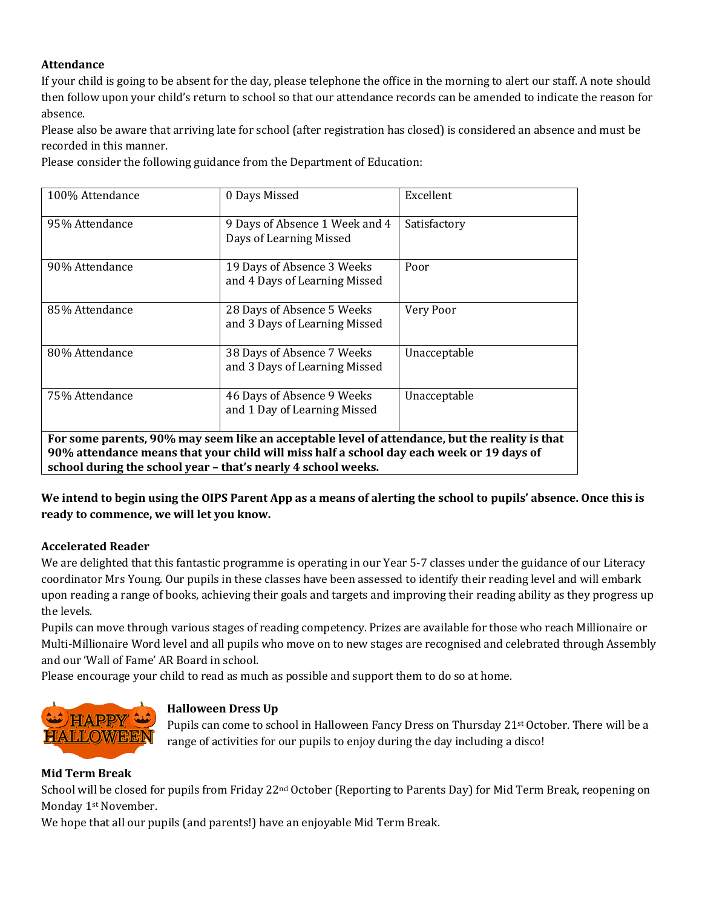**Attendance**

If your child is going to be absent for the day, please telephone the office in the morning to alert our staff. A note should then follow upon your child's return to school so that our attendance records can be amended to indicate the reason for absence.

Please also be aware that arriving late for school (after registration has closed) is considered an absence and must be recorded in this manner.

Please consider the following guidance from the Department of Education:

| | | |
|---|---|---|
| 100% Attendance | 0 Days Missed | Excellent |
| 95% Attendance | 9 Days of Absence 1 Week and 4 Days of Learning Missed | Satisfactory |
| 90% Attendance | 19 Days of Absence 3 Weeks and 4 Days of Learning Missed | Poor |
| 85% Attendance | 28 Days of Absence 5 Weeks and 3 Days of Learning Missed | Very Poor |
| 80% Attendance | 38 Days of Absence 7 Weeks and 3 Days of Learning Missed | Unacceptable |
| 75% Attendance | 46 Days of Absence 9 Weeks and 1 Day of Learning Missed | Unacceptable |
| **For some parents, 90% may seem like an acceptable level of attendance, but the reality is that 90% attendance means that your child will miss half a school day each week or 19 days of school during the school year – that's nearly 4 school weeks.** | | |

**We intend to begin using the OIPS Parent App as a means of alerting the school to pupils' absence. Once this is ready to commence, we will let you know.**

**Accelerated Reader**

We are delighted that this fantastic programme is operating in our Year 5-7 classes under the guidance of our Literacy coordinator Mrs Young. Our pupils in these classes have been assessed to identify their reading level and will embark upon reading a range of books, achieving their goals and targets and improving their reading ability as they progress up the levels.

Pupils can move through various stages of reading competency. Prizes are available for those who reach Millionaire or Multi-Millionaire Word level and all pupils who move on to new stages are recognised and celebrated through Assembly and our 'Wall of Fame' AR Board in school.

Please encourage your child to read as much as possible and support them to do so at home.

**Halloween Dress Up**

Pupils can come to school in Halloween Fancy Dress on Thursday 21st October. There will be a range of activities for our pupils to enjoy during the day including a disco!

**Mid Term Break**

School will be closed for pupils from Friday 22nd October (Reporting to Parents Day) for Mid Term Break, reopening on Monday 1st November.

We hope that all our pupils (and parents!) have an enjoyable Mid Term Break.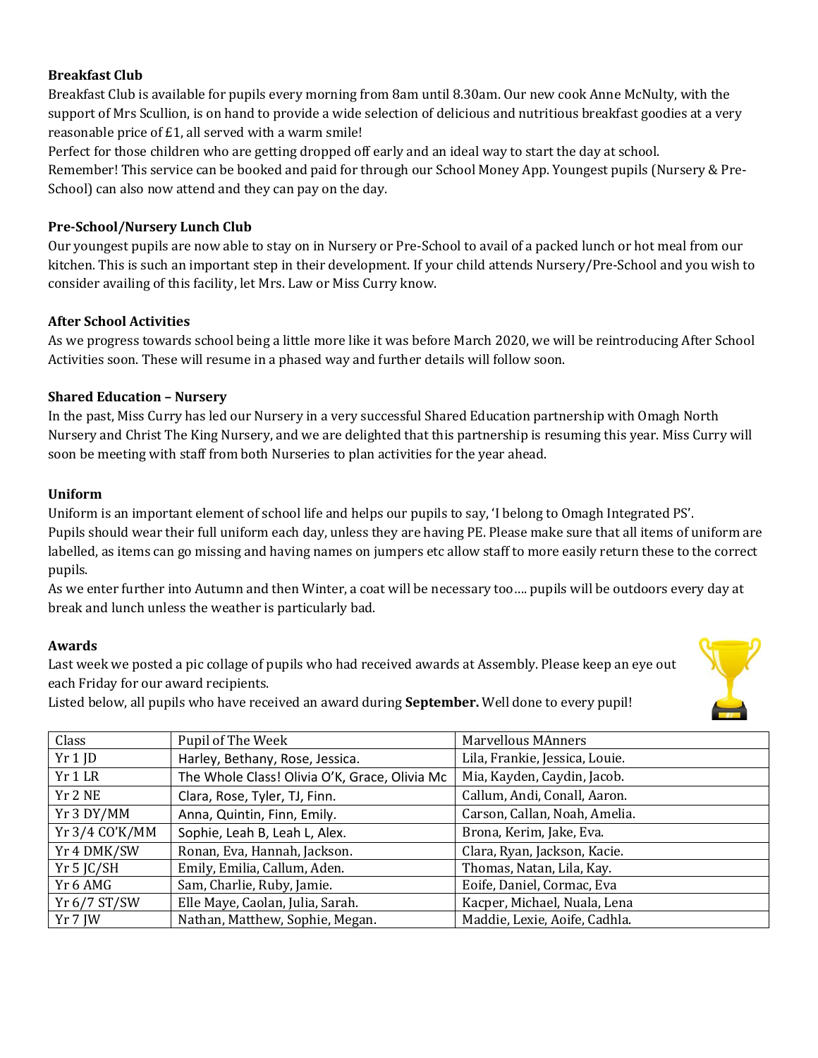**Breakfast Club**

Breakfast Club is available for pupils every morning from 8am until 8.30am. Our new cook Anne McNulty, with the support of Mrs Scullion, is on hand to provide a wide selection of delicious and nutritious breakfast goodies at a very reasonable price of £1, all served with a warm smile!

Perfect for those children who are getting dropped off early and an ideal way to start the day at school.

Remember! This service can be booked and paid for through our School Money App. Youngest pupils (Nursery & Pre-School) can also now attend and they can pay on the day.

**Pre-School/Nursery Lunch Club**

Our youngest pupils are now able to stay on in Nursery or Pre-School to avail of a packed lunch or hot meal from our kitchen. This is such an important step in their development. If your child attends Nursery/Pre-School and you wish to consider availing of this facility, let Mrs. Law or Miss Curry know.

**After School Activities**

As we progress towards school being a little more like it was before March 2020, we will be reintroducing After School Activities soon. These will resume in a phased way and further details will follow soon.

**Shared Education – Nursery**

In the past, Miss Curry has led our Nursery in a very successful Shared Education partnership with Omagh North Nursery and Christ The King Nursery, and we are delighted that this partnership is resuming this year. Miss Curry will soon be meeting with staff from both Nurseries to plan activities for the year ahead.

**Uniform**

Uniform is an important element of school life and helps our pupils to say, 'I belong to Omagh Integrated PS'.

Pupils should wear their full uniform each day, unless they are having PE. Please make sure that all items of uniform are labelled, as items can go missing and having names on jumpers etc allow staff to more easily return these to the correct pupils.

As we enter further into Autumn and then Winter, a coat will be necessary too…. pupils will be outdoors every day at break and lunch unless the weather is particularly bad.

**Awards**

Last week we posted a pic collage of pupils who had received awards at Assembly. Please keep an eye out each Friday for our award recipients.

Listed below, all pupils who have received an award during **September.** Well done to every pupil!

| Class | Pupil of The Week | Marvellous MAnners |
|---|---|---|
| Yr 1 JD | Harley, Bethany, Rose, Jessica. | Lila, Frankie, Jessica, Louie. |
| Yr 1 LR | The Whole Class! Olivia O'K, Grace, Olivia Mc | Mia, Kayden, Caydin, Jacob. |
| Yr 2 NE | Clara, Rose, Tyler, TJ, Finn. | Callum, Andi, Conall, Aaron. |
| Yr 3 DY/MM | Anna, Quintin, Finn, Emily. | Carson, Callan, Noah, Amelia. |
| Yr 3/4 CO'K/MM | Sophie, Leah B, Leah L, Alex. | Brona, Kerim, Jake, Eva. |
| Yr 4 DMK/SW | Ronan, Eva, Hannah, Jackson. | Clara, Ryan, Jackson, Kacie. |
| Yr 5 JC/SH | Emily, Emilia, Callum, Aden. | Thomas, Natan, Lila, Kay. |
| Yr 6 AMG | Sam, Charlie, Ruby, Jamie. | Eoife, Daniel, Cormac, Eva |
| Yr 6/7 ST/SW | Elle Maye, Caolan, Julia, Sarah. | Kacper, Michael, Nuala, Lena |
| Yr 7 JW | Nathan, Matthew, Sophie, Megan. | Maddie, Lexie, Aoife, Cadhla. |